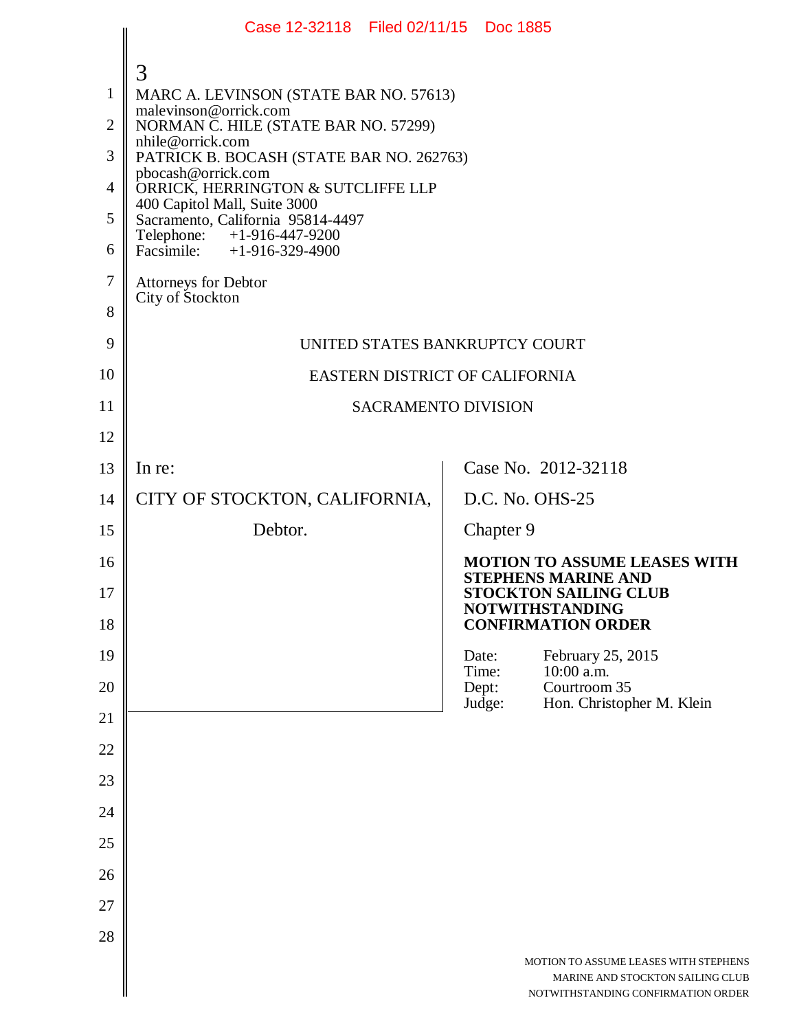3

MARC A. LEVINSON (STATE BAR NO. 57613)
malevinson@orrick.com
NORMAN C. HILE (STATE BAR NO. 57299)
nhile@orrick.com
PATRICK B. BOCASH (STATE BAR NO. 262763)
pbocash@orrick.com
ORRICK, HERRINGTON & SUTCLIFFE LLP
400 Capitol Mall, Suite 3000
Sacramento, California 95814-4497
Telephone: +1-916-447-9200
Facsimile: +1-916-329-4900

Attorneys for Debtor
City of Stockton

UNITED STATES BANKRUPTCY COURT

EASTERN DISTRICT OF CALIFORNIA

SACRAMENTO DIVISION

| | |
|---|---|
| In re: | Case No. 2012-32118 |
| CITY OF STOCKTON, CALIFORNIA, | D.C. No. OHS-25 |
| Debtor. | Chapter 9 |
| | **MOTION TO ASSUME LEASES WITH STEPHENS MARINE AND STOCKTON SAILING CLUB NOTWITHSTANDING CONFIRMATION ORDER** |
| | Date: February 25, 2015<br>Time: 10:00 a.m.<br>Dept: Courtroom 35<br>Judge: Hon. Christopher M. Klein |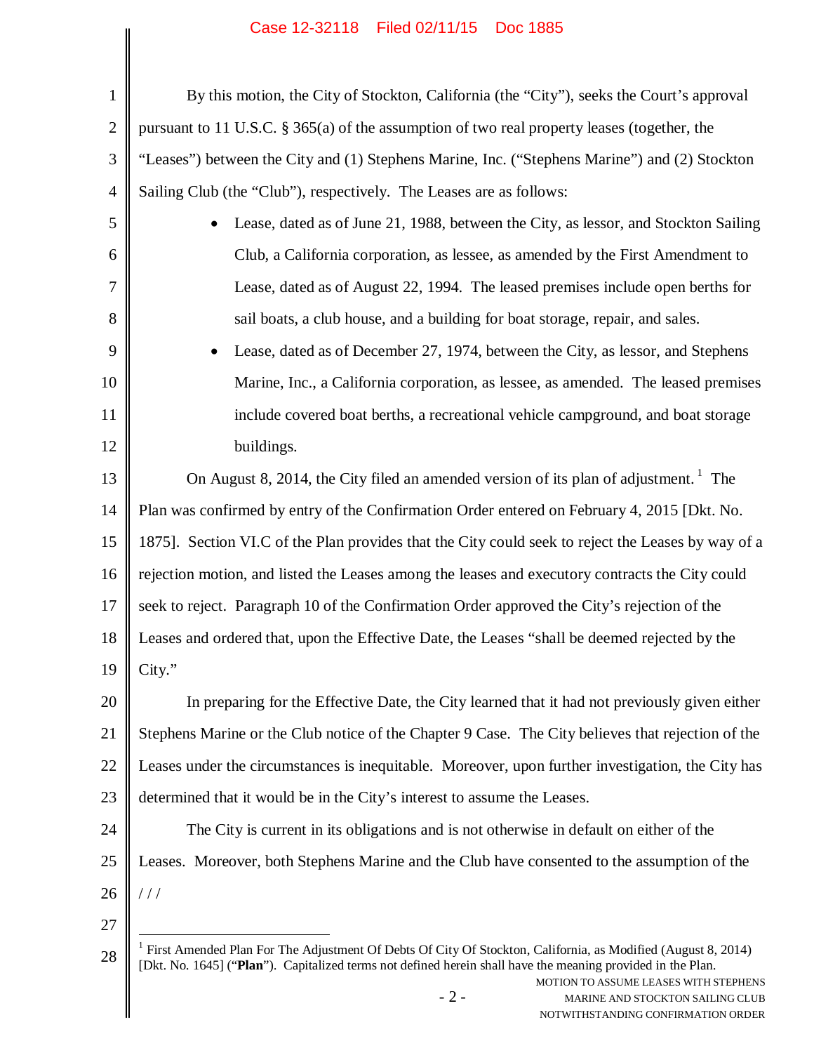By this motion, the City of Stockton, California (the "City"), seeks the Court's approval pursuant to 11 U.S.C. § 365(a) of the assumption of two real property leases (together, the "Leases") between the City and (1) Stephens Marine, Inc. ("Stephens Marine") and (2) Stockton Sailing Club (the "Club"), respectively. The Leases are as follows:

- Lease, dated as of June 21, 1988, between the City, as lessor, and Stockton Sailing Club, a California corporation, as lessee, as amended by the First Amendment to Lease, dated as of August 22, 1994. The leased premises include open berths for sail boats, a club house, and a building for boat storage, repair, and sales.
- Lease, dated as of December 27, 1974, between the City, as lessor, and Stephens Marine, Inc., a California corporation, as lessee, as amended. The leased premises include covered boat berths, a recreational vehicle campground, and boat storage buildings.

On August 8, 2014, the City filed an amended version of its plan of adjustment.[1] The Plan was confirmed by entry of the Confirmation Order entered on February 4, 2015 [Dkt. No. 1875]. Section VI.C of the Plan provides that the City could seek to reject the Leases by way of a rejection motion, and listed the Leases among the leases and executory contracts the City could seek to reject. Paragraph 10 of the Confirmation Order approved the City's rejection of the Leases and ordered that, upon the Effective Date, the Leases "shall be deemed rejected by the City."

In preparing for the Effective Date, the City learned that it had not previously given either Stephens Marine or the Club notice of the Chapter 9 Case. The City believes that rejection of the Leases under the circumstances is inequitable. Moreover, upon further investigation, the City has determined that it would be in the City's interest to assume the Leases.

The City is current in its obligations and is not otherwise in default on either of the Leases. Moreover, both Stephens Marine and the Club have consented to the assumption of the

/ / /

---

[1] First Amended Plan For The Adjustment Of Debts Of City Of Stockton, California, as Modified (August 8, 2014) [Dkt. No. 1645] ("**Plan**"). Capitalized terms not defined herein shall have the meaning provided in the Plan.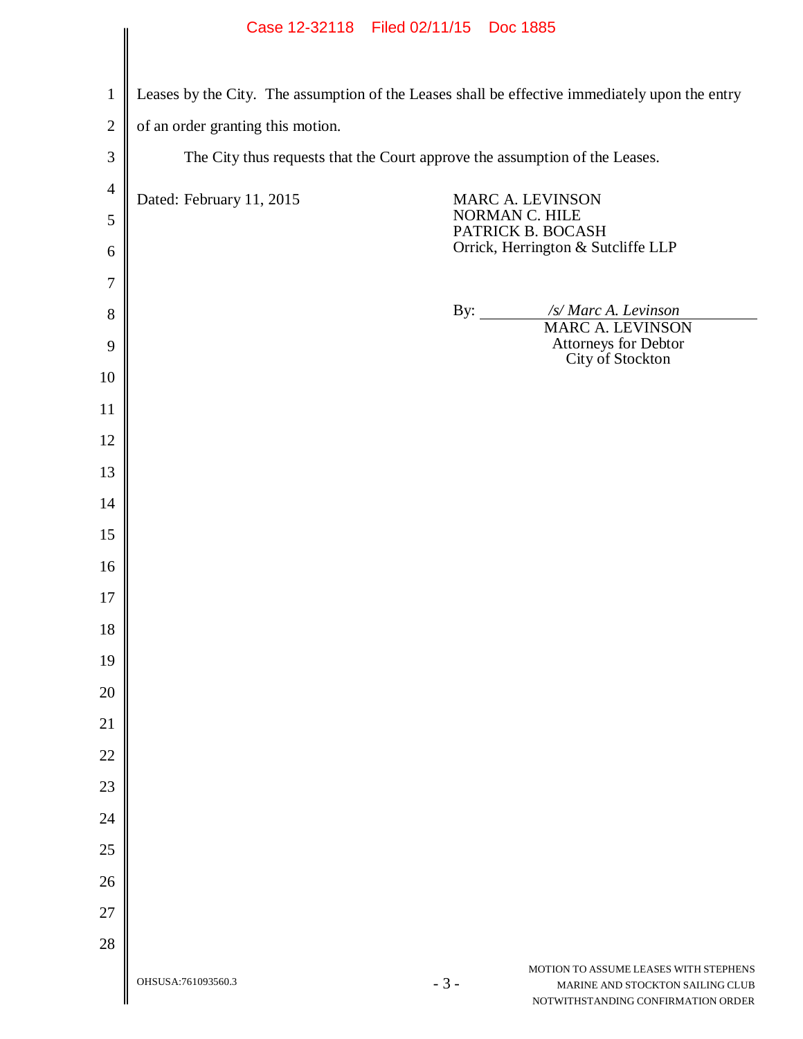Leases by the City. The assumption of the Leases shall be effective immediately upon the entry of an order granting this motion.

The City thus requests that the Court approve the assumption of the Leases.

Dated: February 11, 2015

MARC A. LEVINSON
NORMAN C. HILE
PATRICK B. BOCASH
Orrick, Herrington & Sutcliffe LLP

By: */s/ Marc A. Levinson*
MARC A. LEVINSON
Attorneys for Debtor
City of Stockton

OHSUSA:761093560.3

MOTION TO ASSUME LEASES WITH STEPHENS MARINE AND STOCKTON SAILING CLUB NOTWITHSTANDING CONFIRMATION ORDER